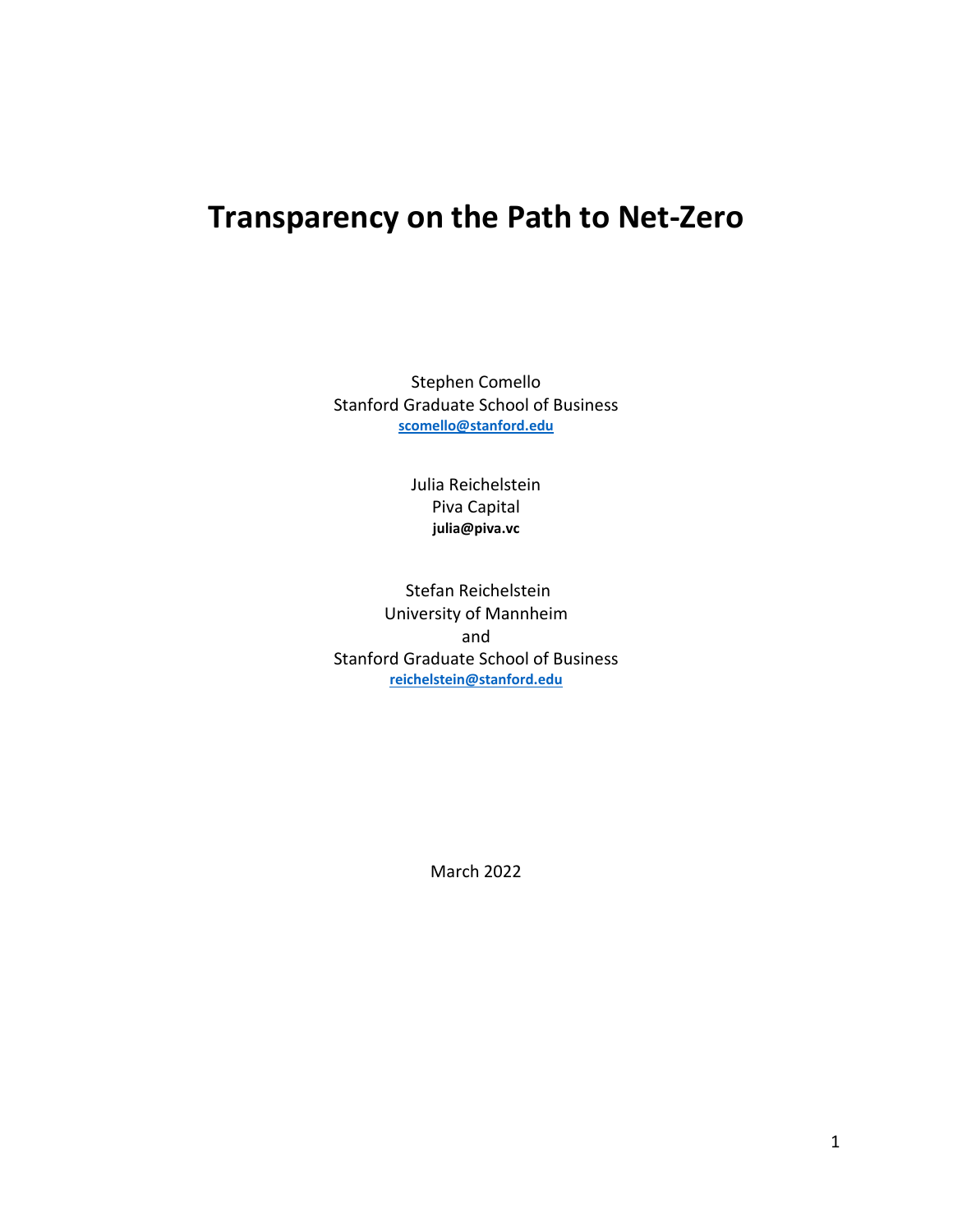# Transparency on the Path to Net-Zero

Stephen Comello
Stanford Graduate School of Business
scomello@stanford.edu

Julia Reichelstein
Piva Capital
**julia@piva.vc**

Stefan Reichelstein
University of Mannheim
and
Stanford Graduate School of Business
reichelstein@stanford.edu

March 2022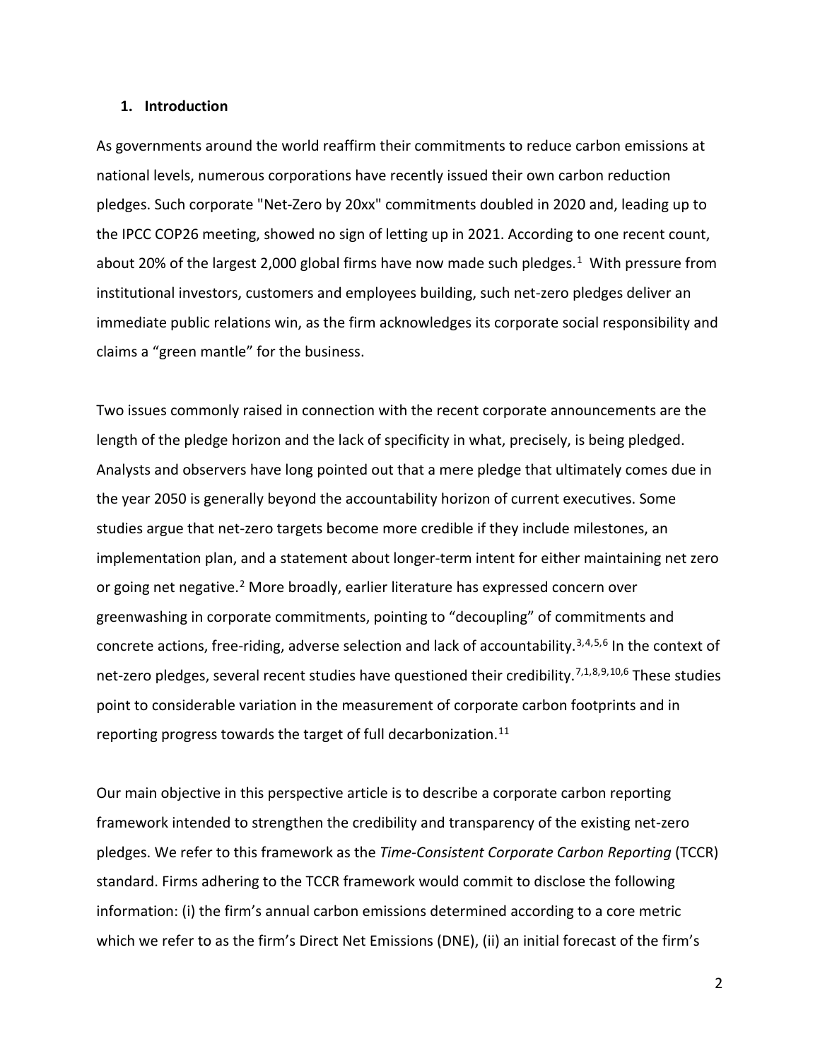## 1. Introduction

As governments around the world reaffirm their commitments to reduce carbon emissions at national levels, numerous corporations have recently issued their own carbon reduction pledges. Such corporate "Net-Zero by 20xx" commitments doubled in 2020 and, leading up to the IPCC COP26 meeting, showed no sign of letting up in 2021. According to one recent count, about 20% of the largest 2,000 global firms have now made such pledges.[1] With pressure from institutional investors, customers and employees building, such net-zero pledges deliver an immediate public relations win, as the firm acknowledges its corporate social responsibility and claims a "green mantle" for the business.

Two issues commonly raised in connection with the recent corporate announcements are the length of the pledge horizon and the lack of specificity in what, precisely, is being pledged. Analysts and observers have long pointed out that a mere pledge that ultimately comes due in the year 2050 is generally beyond the accountability horizon of current executives. Some studies argue that net-zero targets become more credible if they include milestones, an implementation plan, and a statement about longer-term intent for either maintaining net zero or going net negative.[2] More broadly, earlier literature has expressed concern over greenwashing in corporate commitments, pointing to "decoupling" of commitments and concrete actions, free-riding, adverse selection and lack of accountability.[3,4,5,6] In the context of net-zero pledges, several recent studies have questioned their credibility.[7,1,8,9,10,6] These studies point to considerable variation in the measurement of corporate carbon footprints and in reporting progress towards the target of full decarbonization.[11]

Our main objective in this perspective article is to describe a corporate carbon reporting framework intended to strengthen the credibility and transparency of the existing net-zero pledges. We refer to this framework as the *Time-Consistent Corporate Carbon Reporting* (TCCR) standard. Firms adhering to the TCCR framework would commit to disclose the following information: (i) the firm's annual carbon emissions determined according to a core metric which we refer to as the firm's Direct Net Emissions (DNE), (ii) an initial forecast of the firm's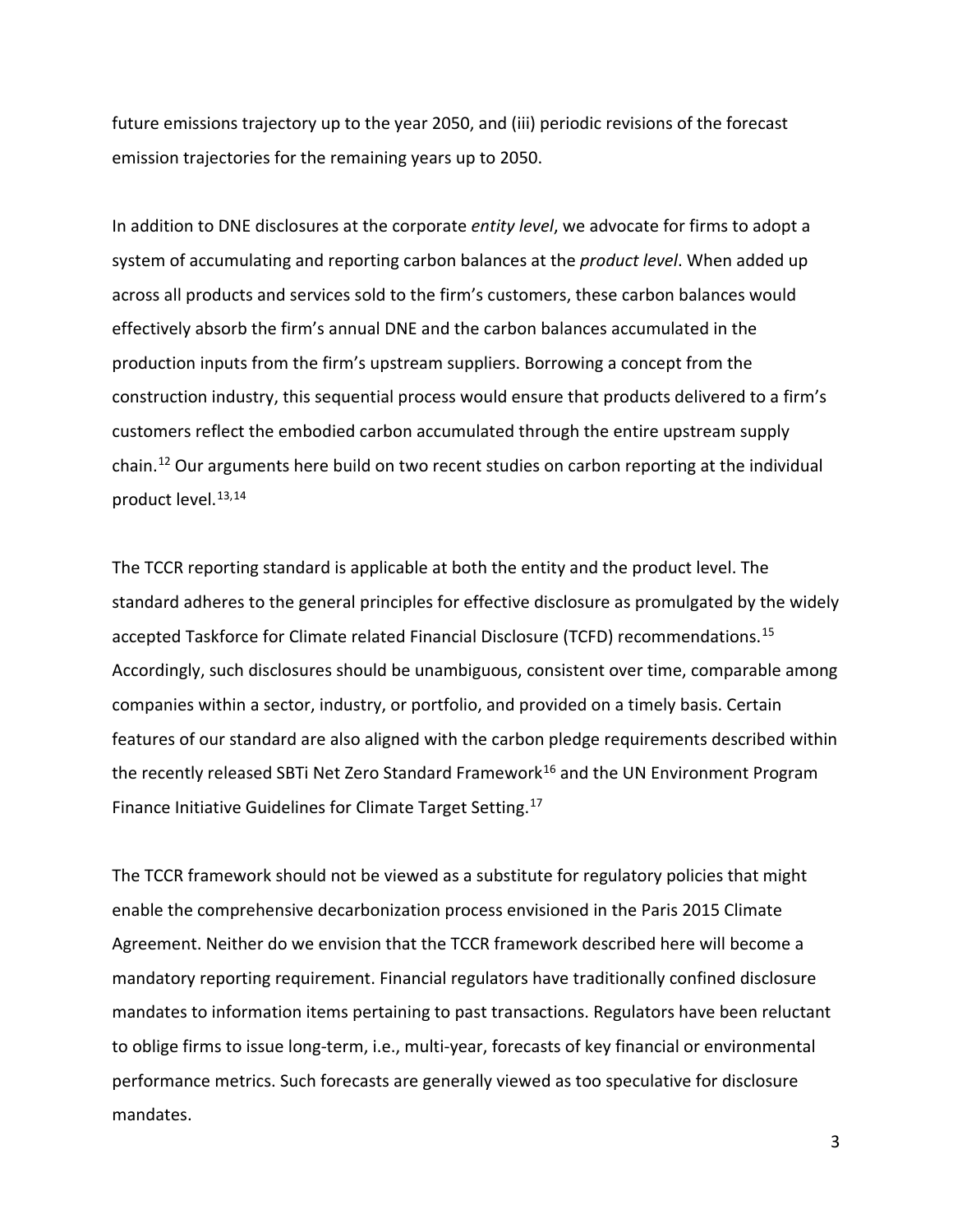future emissions trajectory up to the year 2050, and (iii) periodic revisions of the forecast emission trajectories for the remaining years up to 2050.

In addition to DNE disclosures at the corporate *entity level*, we advocate for firms to adopt a system of accumulating and reporting carbon balances at the *product level*. When added up across all products and services sold to the firm's customers, these carbon balances would effectively absorb the firm's annual DNE and the carbon balances accumulated in the production inputs from the firm's upstream suppliers. Borrowing a concept from the construction industry, this sequential process would ensure that products delivered to a firm's customers reflect the embodied carbon accumulated through the entire upstream supply chain.[12] Our arguments here build on two recent studies on carbon reporting at the individual product level.[13,14]

The TCCR reporting standard is applicable at both the entity and the product level. The standard adheres to the general principles for effective disclosure as promulgated by the widely accepted Taskforce for Climate related Financial Disclosure (TCFD) recommendations.[15] Accordingly, such disclosures should be unambiguous, consistent over time, comparable among companies within a sector, industry, or portfolio, and provided on a timely basis. Certain features of our standard are also aligned with the carbon pledge requirements described within the recently released SBTi Net Zero Standard Framework[16] and the UN Environment Program Finance Initiative Guidelines for Climate Target Setting.[17]

The TCCR framework should not be viewed as a substitute for regulatory policies that might enable the comprehensive decarbonization process envisioned in the Paris 2015 Climate Agreement. Neither do we envision that the TCCR framework described here will become a mandatory reporting requirement. Financial regulators have traditionally confined disclosure mandates to information items pertaining to past transactions. Regulators have been reluctant to oblige firms to issue long-term, i.e., multi-year, forecasts of key financial or environmental performance metrics. Such forecasts are generally viewed as too speculative for disclosure mandates.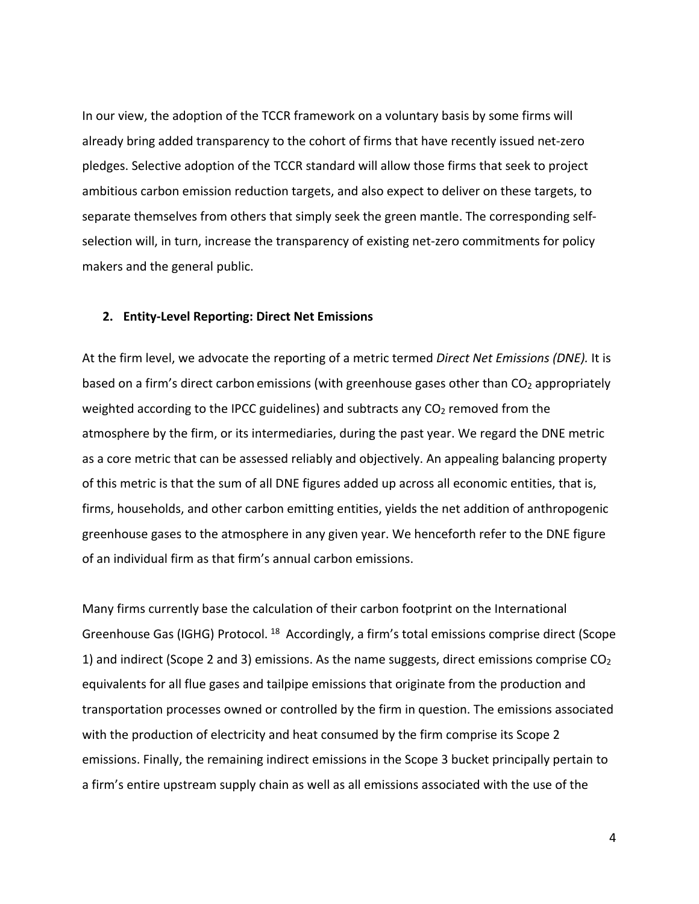In our view, the adoption of the TCCR framework on a voluntary basis by some firms will already bring added transparency to the cohort of firms that have recently issued net-zero pledges. Selective adoption of the TCCR standard will allow those firms that seek to project ambitious carbon emission reduction targets, and also expect to deliver on these targets, to separate themselves from others that simply seek the green mantle. The corresponding self-selection will, in turn, increase the transparency of existing net-zero commitments for policy makers and the general public.

## 2. Entity-Level Reporting: Direct Net Emissions

At the firm level, we advocate the reporting of a metric termed *Direct Net Emissions (DNE).* It is based on a firm's direct carbon emissions (with greenhouse gases other than $CO_2$ appropriately weighted according to the IPCC guidelines) and subtracts any $CO_2$ removed from the atmosphere by the firm, or its intermediaries, during the past year. We regard the DNE metric as a core metric that can be assessed reliably and objectively. An appealing balancing property of this metric is that the sum of all DNE figures added up across all economic entities, that is, firms, households, and other carbon emitting entities, yields the net addition of anthropogenic greenhouse gases to the atmosphere in any given year. We henceforth refer to the DNE figure of an individual firm as that firm's annual carbon emissions.

Many firms currently base the calculation of their carbon footprint on the International Greenhouse Gas (IGHG) Protocol. [18] Accordingly, a firm's total emissions comprise direct (Scope 1) and indirect (Scope 2 and 3) emissions. As the name suggests, direct emissions comprise $CO_2$ equivalents for all flue gases and tailpipe emissions that originate from the production and transportation processes owned or controlled by the firm in question. The emissions associated with the production of electricity and heat consumed by the firm comprise its Scope 2 emissions. Finally, the remaining indirect emissions in the Scope 3 bucket principally pertain to a firm's entire upstream supply chain as well as all emissions associated with the use of the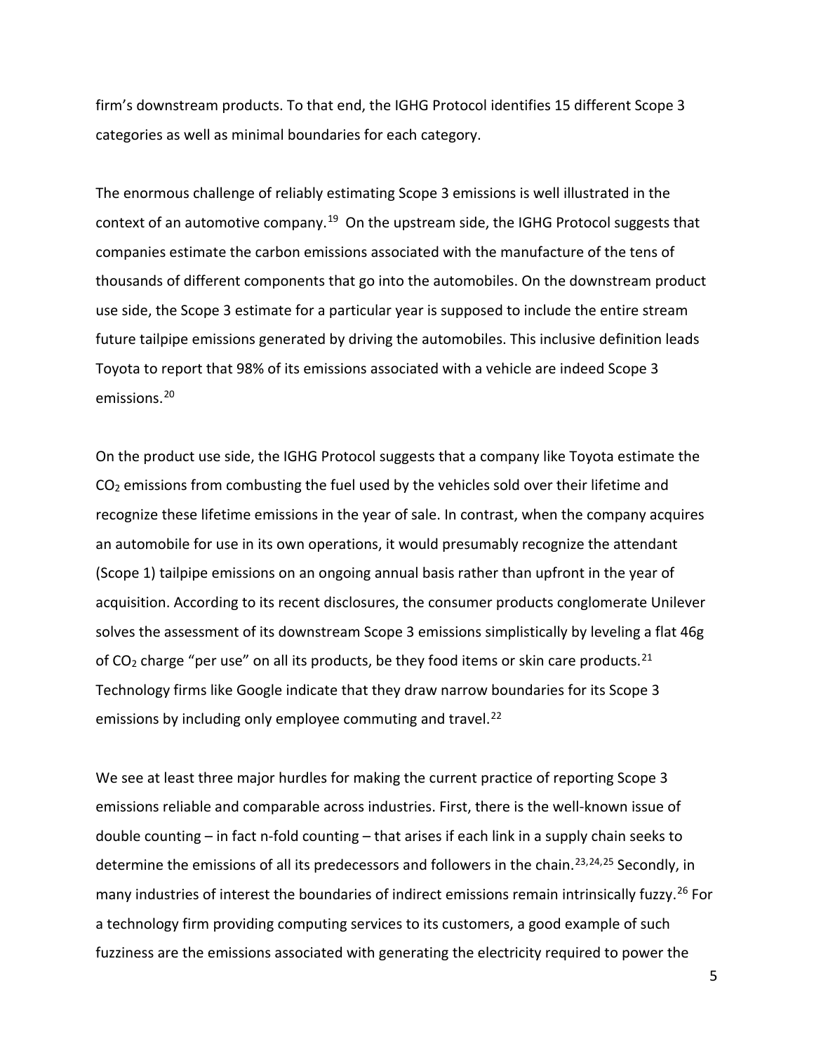firm's downstream products. To that end, the IGHG Protocol identifies 15 different Scope 3 categories as well as minimal boundaries for each category.

The enormous challenge of reliably estimating Scope 3 emissions is well illustrated in the context of an automotive company.[19] On the upstream side, the IGHG Protocol suggests that companies estimate the carbon emissions associated with the manufacture of the tens of thousands of different components that go into the automobiles. On the downstream product use side, the Scope 3 estimate for a particular year is supposed to include the entire stream future tailpipe emissions generated by driving the automobiles. This inclusive definition leads Toyota to report that 98% of its emissions associated with a vehicle are indeed Scope 3 emissions.[20]

On the product use side, the IGHG Protocol suggests that a company like Toyota estimate the $CO_2$ emissions from combusting the fuel used by the vehicles sold over their lifetime and recognize these lifetime emissions in the year of sale. In contrast, when the company acquires an automobile for use in its own operations, it would presumably recognize the attendant (Scope 1) tailpipe emissions on an ongoing annual basis rather than upfront in the year of acquisition. According to its recent disclosures, the consumer products conglomerate Unilever solves the assessment of its downstream Scope 3 emissions simplistically by leveling a flat 46g of $CO_2$ charge "per use" on all its products, be they food items or skin care products.[21] Technology firms like Google indicate that they draw narrow boundaries for its Scope 3 emissions by including only employee commuting and travel.[22]

We see at least three major hurdles for making the current practice of reporting Scope 3 emissions reliable and comparable across industries. First, there is the well-known issue of double counting – in fact n-fold counting – that arises if each link in a supply chain seeks to determine the emissions of all its predecessors and followers in the chain.[23,24,25] Secondly, in many industries of interest the boundaries of indirect emissions remain intrinsically fuzzy.[26] For a technology firm providing computing services to its customers, a good example of such fuzziness are the emissions associated with generating the electricity required to power the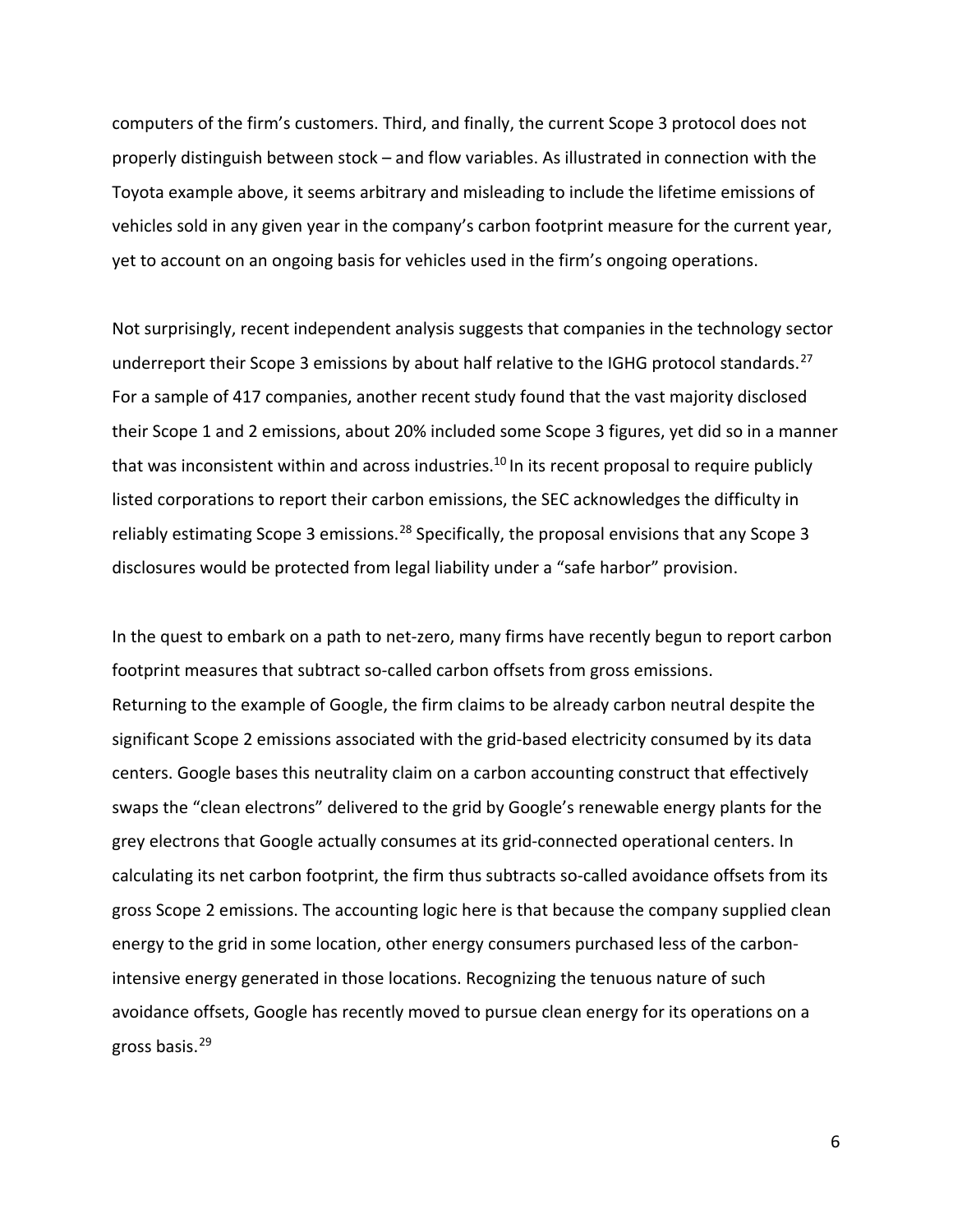computers of the firm's customers. Third, and finally, the current Scope 3 protocol does not properly distinguish between stock – and flow variables. As illustrated in connection with the Toyota example above, it seems arbitrary and misleading to include the lifetime emissions of vehicles sold in any given year in the company's carbon footprint measure for the current year, yet to account on an ongoing basis for vehicles used in the firm's ongoing operations.

Not surprisingly, recent independent analysis suggests that companies in the technology sector underreport their Scope 3 emissions by about half relative to the IGHG protocol standards.[27] For a sample of 417 companies, another recent study found that the vast majority disclosed their Scope 1 and 2 emissions, about 20% included some Scope 3 figures, yet did so in a manner that was inconsistent within and across industries.[10] In its recent proposal to require publicly listed corporations to report their carbon emissions, the SEC acknowledges the difficulty in reliably estimating Scope 3 emissions.[28] Specifically, the proposal envisions that any Scope 3 disclosures would be protected from legal liability under a "safe harbor" provision.

In the quest to embark on a path to net-zero, many firms have recently begun to report carbon footprint measures that subtract so-called carbon offsets from gross emissions.
Returning to the example of Google, the firm claims to be already carbon neutral despite the significant Scope 2 emissions associated with the grid-based electricity consumed by its data centers. Google bases this neutrality claim on a carbon accounting construct that effectively swaps the "clean electrons" delivered to the grid by Google's renewable energy plants for the grey electrons that Google actually consumes at its grid-connected operational centers. In calculating its net carbon footprint, the firm thus subtracts so-called avoidance offsets from its gross Scope 2 emissions. The accounting logic here is that because the company supplied clean energy to the grid in some location, other energy consumers purchased less of the carbon-intensive energy generated in those locations. Recognizing the tenuous nature of such avoidance offsets, Google has recently moved to pursue clean energy for its operations on a gross basis.[29]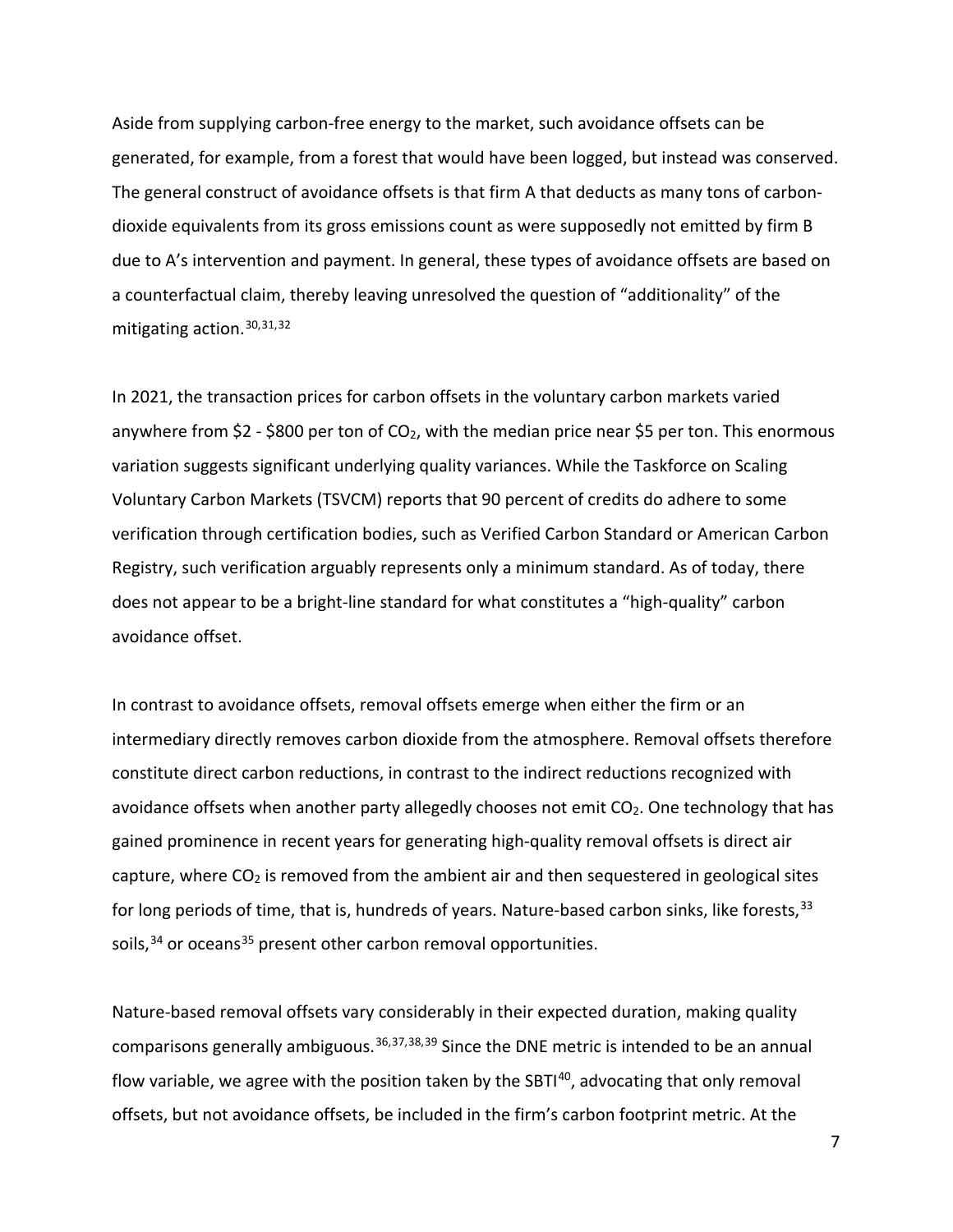Aside from supplying carbon-free energy to the market, such avoidance offsets can be generated, for example, from a forest that would have been logged, but instead was conserved. The general construct of avoidance offsets is that firm A that deducts as many tons of carbon-dioxide equivalents from its gross emissions count as were supposedly not emitted by firm B due to A's intervention and payment. In general, these types of avoidance offsets are based on a counterfactual claim, thereby leaving unresolved the question of "additionality" of the mitigating action.[30,31,32]

In 2021, the transaction prices for carbon offsets in the voluntary carbon markets varied anywhere from \$2 - \$800 per ton of $CO_2$, with the median price near \$5 per ton. This enormous variation suggests significant underlying quality variances. While the Taskforce on Scaling Voluntary Carbon Markets (TSVCM) reports that 90 percent of credits do adhere to some verification through certification bodies, such as Verified Carbon Standard or American Carbon Registry, such verification arguably represents only a minimum standard. As of today, there does not appear to be a bright-line standard for what constitutes a "high-quality" carbon avoidance offset.

In contrast to avoidance offsets, removal offsets emerge when either the firm or an intermediary directly removes carbon dioxide from the atmosphere. Removal offsets therefore constitute direct carbon reductions, in contrast to the indirect reductions recognized with avoidance offsets when another party allegedly chooses not emit $CO_2$. One technology that has gained prominence in recent years for generating high-quality removal offsets is direct air capture, where $CO_2$ is removed from the ambient air and then sequestered in geological sites for long periods of time, that is, hundreds of years. Nature-based carbon sinks, like forests,[33] soils,[34] or oceans[35] present other carbon removal opportunities.

Nature-based removal offsets vary considerably in their expected duration, making quality comparisons generally ambiguous.[36,37,38,39] Since the DNE metric is intended to be an annual flow variable, we agree with the position taken by the SBTI[40], advocating that only removal offsets, but not avoidance offsets, be included in the firm's carbon footprint metric. At the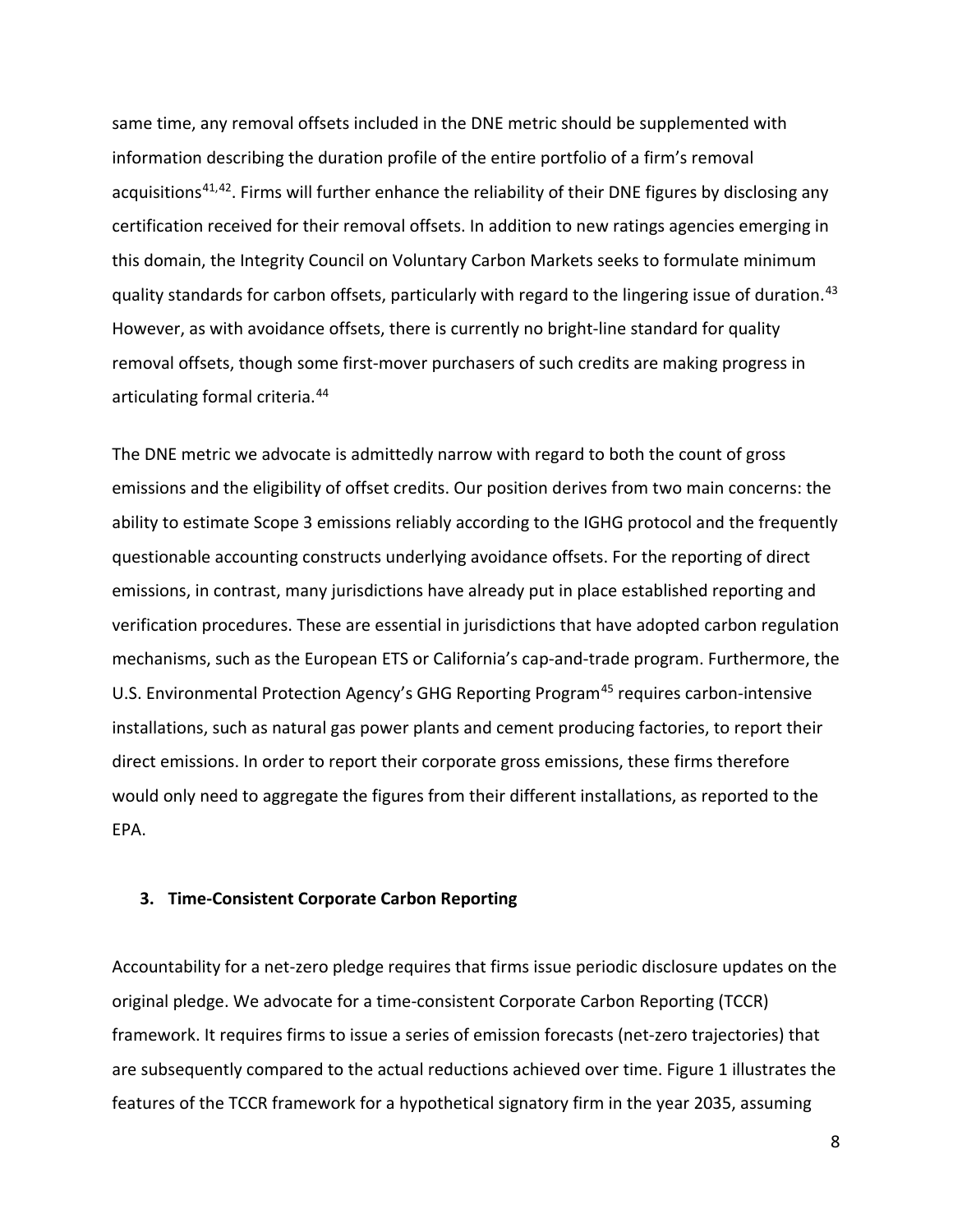same time, any removal offsets included in the DNE metric should be supplemented with information describing the duration profile of the entire portfolio of a firm's removal acquisitions[41,42]. Firms will further enhance the reliability of their DNE figures by disclosing any certification received for their removal offsets. In addition to new ratings agencies emerging in this domain, the Integrity Council on Voluntary Carbon Markets seeks to formulate minimum quality standards for carbon offsets, particularly with regard to the lingering issue of duration.[43] However, as with avoidance offsets, there is currently no bright-line standard for quality removal offsets, though some first-mover purchasers of such credits are making progress in articulating formal criteria.[44]

The DNE metric we advocate is admittedly narrow with regard to both the count of gross emissions and the eligibility of offset credits. Our position derives from two main concerns: the ability to estimate Scope 3 emissions reliably according to the IGHG protocol and the frequently questionable accounting constructs underlying avoidance offsets. For the reporting of direct emissions, in contrast, many jurisdictions have already put in place established reporting and verification procedures. These are essential in jurisdictions that have adopted carbon regulation mechanisms, such as the European ETS or California's cap-and-trade program. Furthermore, the U.S. Environmental Protection Agency's GHG Reporting Program[45] requires carbon-intensive installations, such as natural gas power plants and cement producing factories, to report their direct emissions. In order to report their corporate gross emissions, these firms therefore would only need to aggregate the figures from their different installations, as reported to the EPA.

### 3. Time-Consistent Corporate Carbon Reporting

Accountability for a net-zero pledge requires that firms issue periodic disclosure updates on the original pledge. We advocate for a time-consistent Corporate Carbon Reporting (TCCR) framework. It requires firms to issue a series of emission forecasts (net-zero trajectories) that are subsequently compared to the actual reductions achieved over time. Figure 1 illustrates the features of the TCCR framework for a hypothetical signatory firm in the year 2035, assuming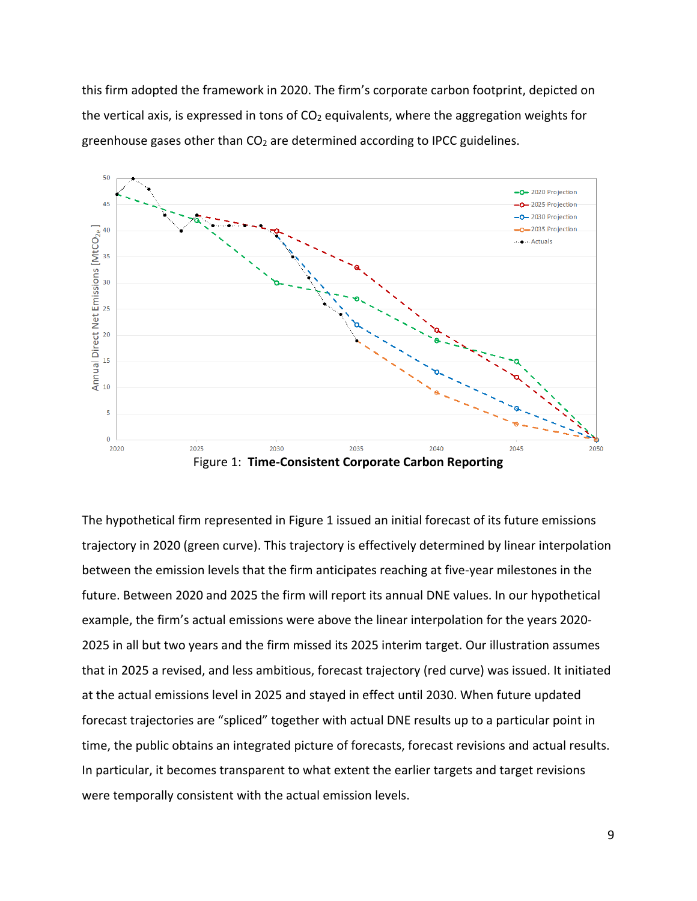this firm adopted the framework in 2020. The firm's corporate carbon footprint, depicted on the vertical axis, is expressed in tons of $CO_2$ equivalents, where the aggregation weights for greenhouse gases other than $CO_2$ are determined according to IPCC guidelines.

Figure 1: **Time-Consistent Corporate Carbon Reporting**

The hypothetical firm represented in Figure 1 issued an initial forecast of its future emissions trajectory in 2020 (green curve). This trajectory is effectively determined by linear interpolation between the emission levels that the firm anticipates reaching at five-year milestones in the future. Between 2020 and 2025 the firm will report its annual DNE values. In our hypothetical example, the firm's actual emissions were above the linear interpolation for the years 2020-2025 in all but two years and the firm missed its 2025 interim target. Our illustration assumes that in 2025 a revised, and less ambitious, forecast trajectory (red curve) was issued. It initiated at the actual emissions level in 2025 and stayed in effect until 2030. When future updated forecast trajectories are "spliced" together with actual DNE results up to a particular point in time, the public obtains an integrated picture of forecasts, forecast revisions and actual results. In particular, it becomes transparent to what extent the earlier targets and target revisions were temporally consistent with the actual emission levels.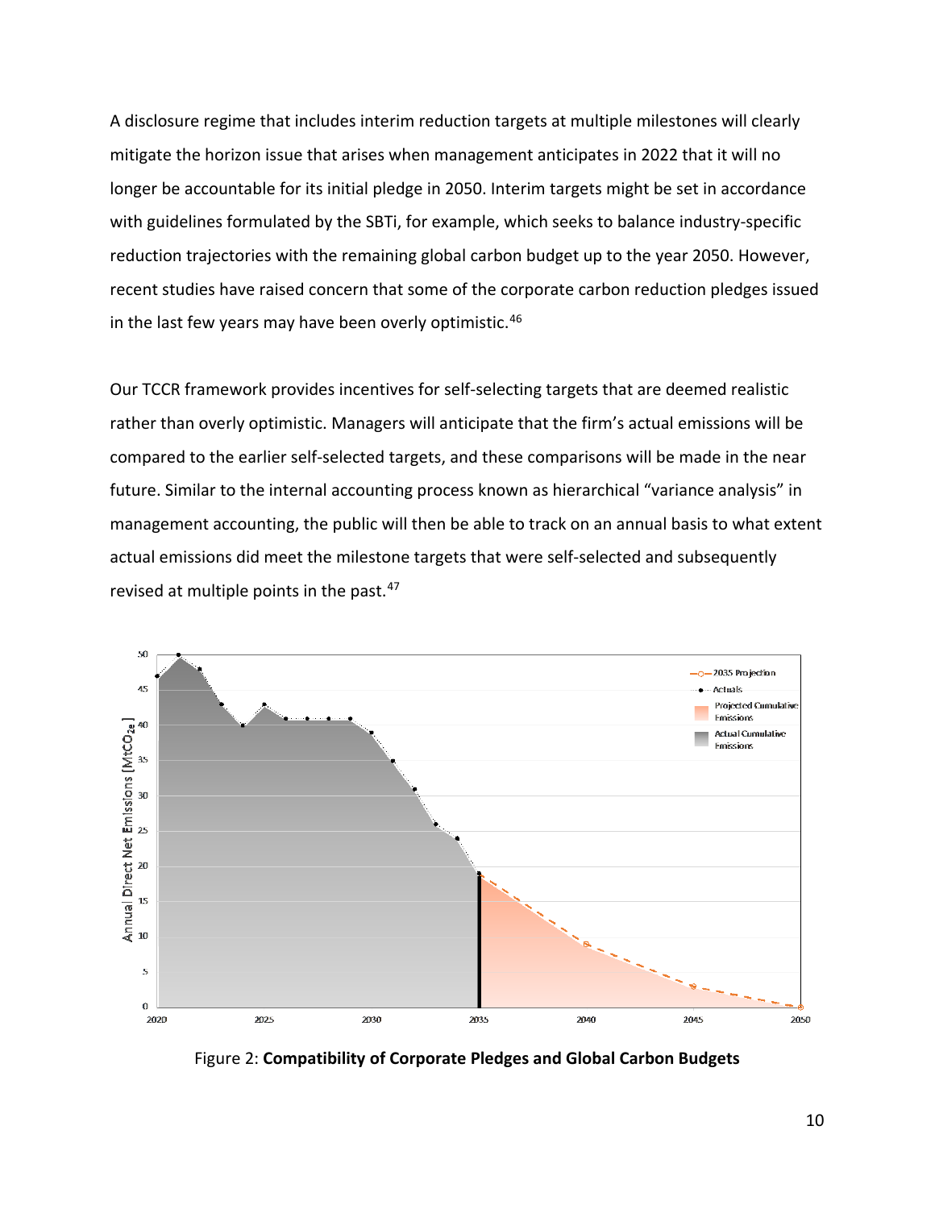A disclosure regime that includes interim reduction targets at multiple milestones will clearly mitigate the horizon issue that arises when management anticipates in 2022 that it will no longer be accountable for its initial pledge in 2050. Interim targets might be set in accordance with guidelines formulated by the SBTi, for example, which seeks to balance industry-specific reduction trajectories with the remaining global carbon budget up to the year 2050. However, recent studies have raised concern that some of the corporate carbon reduction pledges issued in the last few years may have been overly optimistic.[46]

Our TCCR framework provides incentives for self-selecting targets that are deemed realistic rather than overly optimistic. Managers will anticipate that the firm's actual emissions will be compared to the earlier self-selected targets, and these comparisons will be made in the near future. Similar to the internal accounting process known as hierarchical "variance analysis" in management accounting, the public will then be able to track on an annual basis to what extent actual emissions did meet the milestone targets that were self-selected and subsequently revised at multiple points in the past.[47]

Figure 2: **Compatibility of Corporate Pledges and Global Carbon Budgets**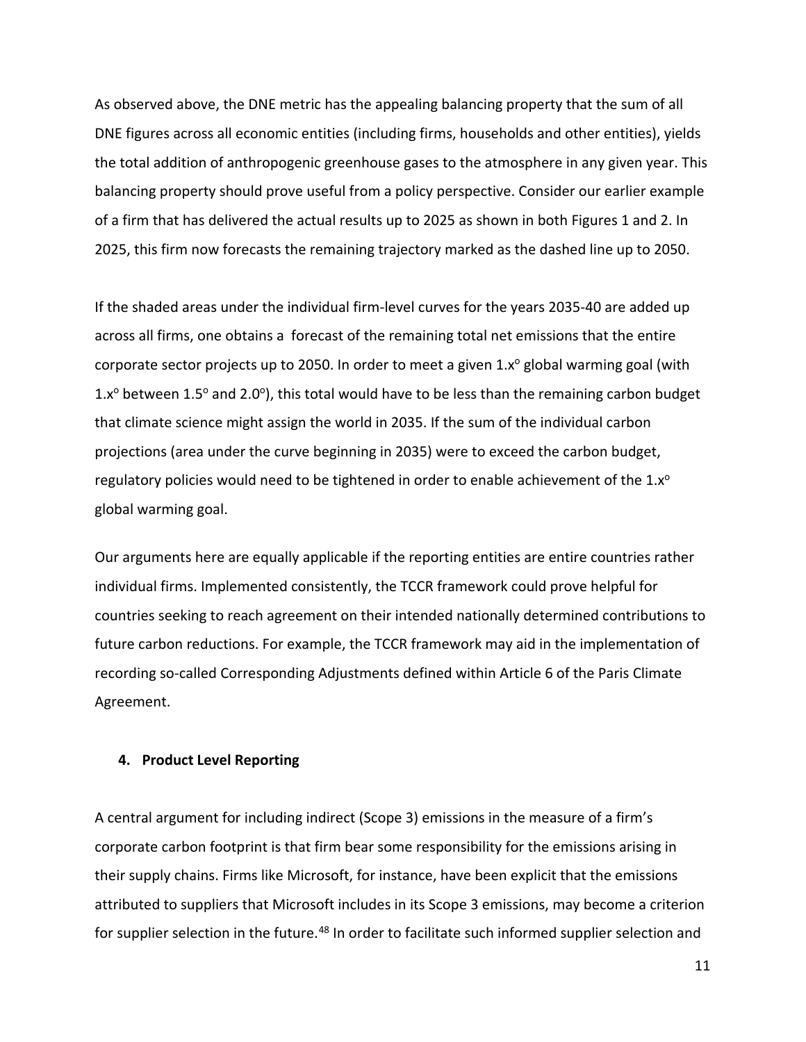As observed above, the DNE metric has the appealing balancing property that the sum of all DNE figures across all economic entities (including firms, households and other entities), yields the total addition of anthropogenic greenhouse gases to the atmosphere in any given year. This balancing property should prove useful from a policy perspective. Consider our earlier example of a firm that has delivered the actual results up to 2025 as shown in both Figures 1 and 2. In 2025, this firm now forecasts the remaining trajectory marked as the dashed line up to 2050.

If the shaded areas under the individual firm-level curves for the years 2035-40 are added up across all firms, one obtains a forecast of the remaining total net emissions that the entire corporate sector projects up to 2050. In order to meet a given $1.x^o$ global warming goal (with $1.x^o$ between $1.5^o$ and $2.0^o$), this total would have to be less than the remaining carbon budget that climate science might assign the world in 2035. If the sum of the individual carbon projections (area under the curve beginning in 2035) were to exceed the carbon budget, regulatory policies would need to be tightened in order to enable achievement of the $1.x^o$ global warming goal.

Our arguments here are equally applicable if the reporting entities are entire countries rather individual firms. Implemented consistently, the TCCR framework could prove helpful for countries seeking to reach agreement on their intended nationally determined contributions to future carbon reductions. For example, the TCCR framework may aid in the implementation of recording so-called Corresponding Adjustments defined within Article 6 of the Paris Climate Agreement.

## 4. Product Level Reporting

A central argument for including indirect (Scope 3) emissions in the measure of a firm's corporate carbon footprint is that firm bear some responsibility for the emissions arising in their supply chains. Firms like Microsoft, for instance, have been explicit that the emissions attributed to suppliers that Microsoft includes in its Scope 3 emissions, may become a criterion for supplier selection in the future.[48] In order to facilitate such informed supplier selection and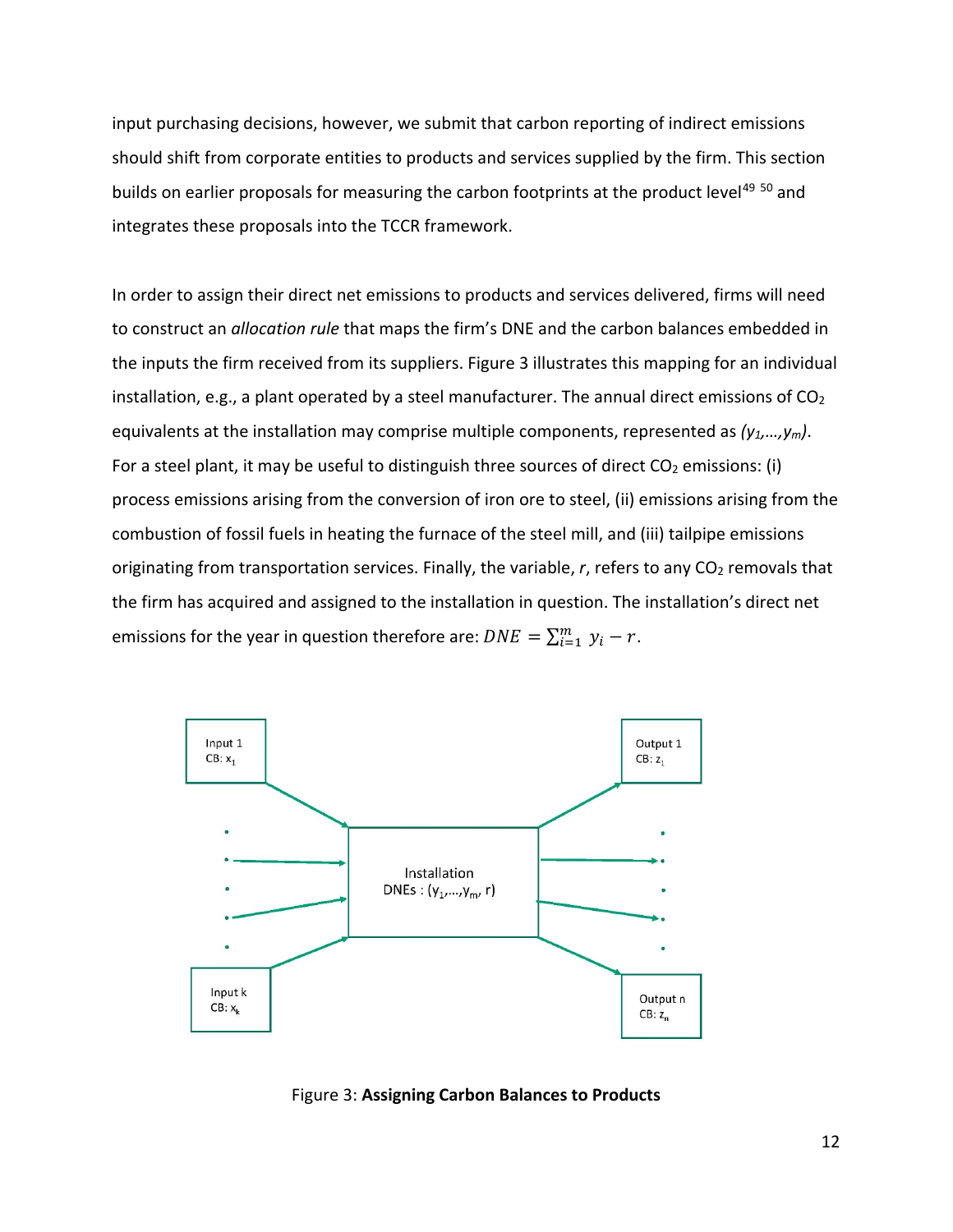input purchasing decisions, however, we submit that carbon reporting of indirect emissions should shift from corporate entities to products and services supplied by the firm. This section builds on earlier proposals for measuring the carbon footprints at the product level[49] [50] and integrates these proposals into the TCCR framework.

In order to assign their direct net emissions to products and services delivered, firms will need to construct an *allocation rule* that maps the firm's DNE and the carbon balances embedded in the inputs the firm received from its suppliers. Figure 3 illustrates this mapping for an individual installation, e.g., a plant operated by a steel manufacturer. The annual direct emissions of $CO_2$ equivalents at the installation may comprise multiple components, represented as $(y_1,\ldots,y_m)$. For a steel plant, it may be useful to distinguish three sources of direct $CO_2$ emissions: (i) process emissions arising from the conversion of iron ore to steel, (ii) emissions arising from the combustion of fossil fuels in heating the furnace of the steel mill, and (iii) tailpipe emissions originating from transportation services. Finally, the variable, $r$, refers to any $CO_2$ removals that the firm has acquired and assigned to the installation in question. The installation's direct net emissions for the year in question therefore are: $DNE = \sum_{i=1}^{m} y_i - r$.

Figure 3: **Assigning Carbon Balances to Products**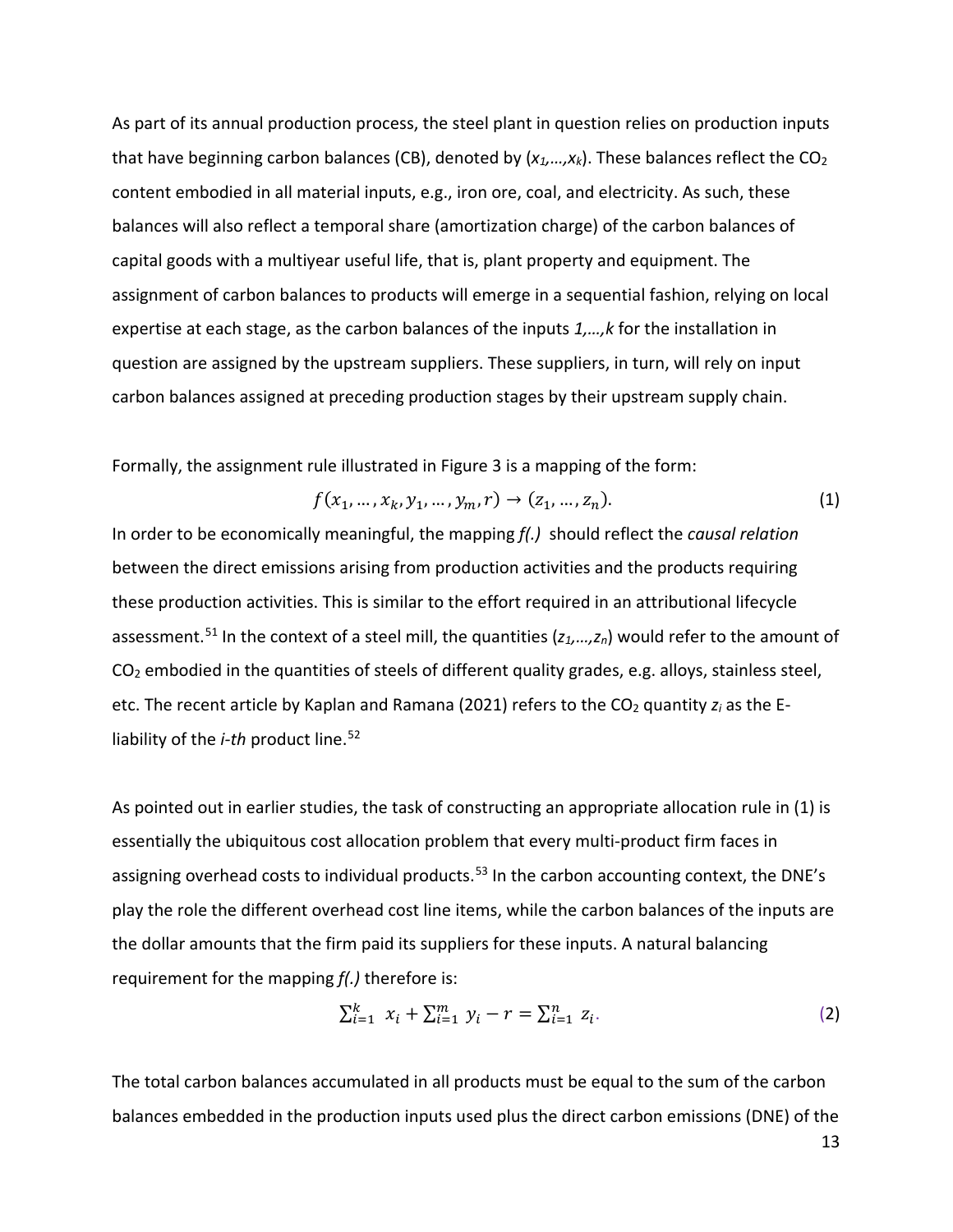As part of its annual production process, the steel plant in question relies on production inputs that have beginning carbon balances (CB), denoted by $(x_1,\ldots,x_k)$. These balances reflect the $CO_2$ content embodied in all material inputs, e.g., iron ore, coal, and electricity. As such, these balances will also reflect a temporal share (amortization charge) of the carbon balances of capital goods with a multiyear useful life, that is, plant property and equipment. The assignment of carbon balances to products will emerge in a sequential fashion, relying on local expertise at each stage, as the carbon balances of the inputs *1,…,k* for the installation in question are assigned by the upstream suppliers. These suppliers, in turn, will rely on input carbon balances assigned at preceding production stages by their upstream supply chain.

Formally, the assignment rule illustrated in Figure 3 is a mapping of the form:

$$f(x_1, \ldots, x_k, y_1, \ldots, y_m, r) \rightarrow (z_1, \ldots, z_n). \tag{1}$$

In order to be economically meaningful, the mapping *f(.)* should reflect the *causal relation* between the direct emissions arising from production activities and the products requiring these production activities. This is similar to the effort required in an attributional lifecycle assessment.[51] In the context of a steel mill, the quantities $(z_1,\ldots,z_n)$ would refer to the amount of $CO_2$ embodied in the quantities of steels of different quality grades, e.g. alloys, stainless steel, etc. The recent article by Kaplan and Ramana (2021) refers to the $CO_2$ quantity $z_i$ as the E-liability of the *i-th* product line.[52]

As pointed out in earlier studies, the task of constructing an appropriate allocation rule in (1) is essentially the ubiquitous cost allocation problem that every multi-product firm faces in assigning overhead costs to individual products.[53] In the carbon accounting context, the DNE's play the role the different overhead cost line items, while the carbon balances of the inputs are the dollar amounts that the firm paid its suppliers for these inputs. A natural balancing requirement for the mapping *f(.)* therefore is:

$$\sum_{i=1}^{k} x_i + \sum_{i=1}^{m} y_i - r = \sum_{i=1}^{n} z_i. \tag{2}$$

The total carbon balances accumulated in all products must be equal to the sum of the carbon balances embedded in the production inputs used plus the direct carbon emissions (DNE) of the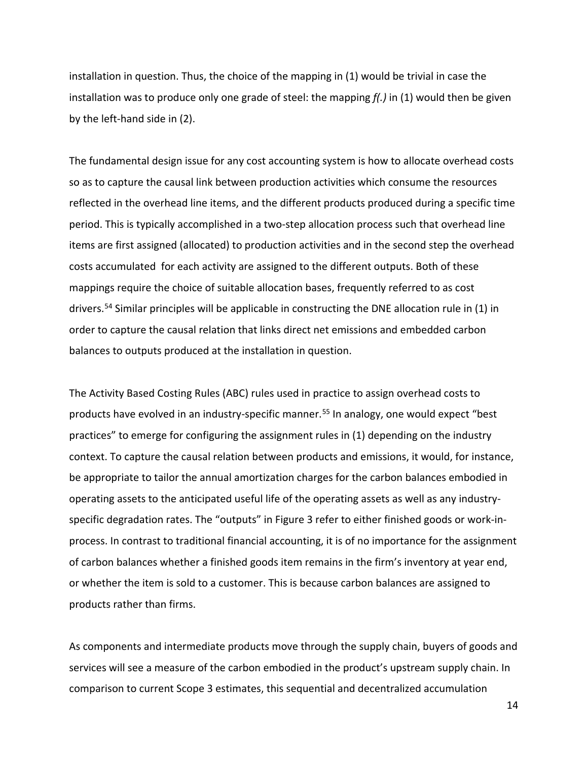installation in question. Thus, the choice of the mapping in (1) would be trivial in case the installation was to produce only one grade of steel: the mapping *f(.)* in (1) would then be given by the left-hand side in (2).

The fundamental design issue for any cost accounting system is how to allocate overhead costs so as to capture the causal link between production activities which consume the resources reflected in the overhead line items, and the different products produced during a specific time period. This is typically accomplished in a two-step allocation process such that overhead line items are first assigned (allocated) to production activities and in the second step the overhead costs accumulated for each activity are assigned to the different outputs. Both of these mappings require the choice of suitable allocation bases, frequently referred to as cost drivers.[54] Similar principles will be applicable in constructing the DNE allocation rule in (1) in order to capture the causal relation that links direct net emissions and embedded carbon balances to outputs produced at the installation in question.

The Activity Based Costing Rules (ABC) rules used in practice to assign overhead costs to products have evolved in an industry-specific manner.[55] In analogy, one would expect "best practices" to emerge for configuring the assignment rules in (1) depending on the industry context. To capture the causal relation between products and emissions, it would, for instance, be appropriate to tailor the annual amortization charges for the carbon balances embodied in operating assets to the anticipated useful life of the operating assets as well as any industry-specific degradation rates. The "outputs" in Figure 3 refer to either finished goods or work-in-process. In contrast to traditional financial accounting, it is of no importance for the assignment of carbon balances whether a finished goods item remains in the firm's inventory at year end, or whether the item is sold to a customer. This is because carbon balances are assigned to products rather than firms.

As components and intermediate products move through the supply chain, buyers of goods and services will see a measure of the carbon embodied in the product's upstream supply chain. In comparison to current Scope 3 estimates, this sequential and decentralized accumulation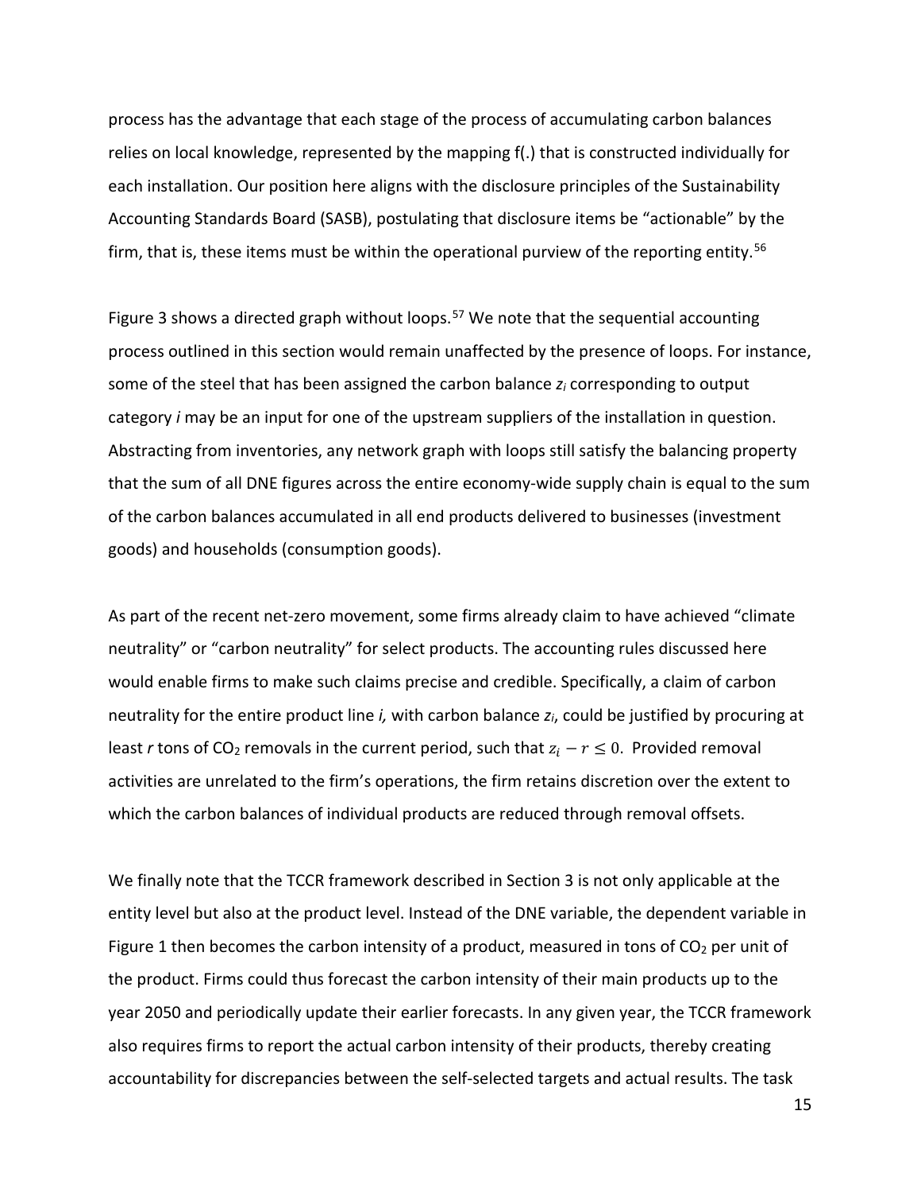process has the advantage that each stage of the process of accumulating carbon balances relies on local knowledge, represented by the mapping f(.) that is constructed individually for each installation. Our position here aligns with the disclosure principles of the Sustainability Accounting Standards Board (SASB), postulating that disclosure items be "actionable" by the firm, that is, these items must be within the operational purview of the reporting entity.[56]

Figure 3 shows a directed graph without loops.[57] We note that the sequential accounting process outlined in this section would remain unaffected by the presence of loops. For instance, some of the steel that has been assigned the carbon balance $z_i$ corresponding to output category *i* may be an input for one of the upstream suppliers of the installation in question. Abstracting from inventories, any network graph with loops still satisfy the balancing property that the sum of all DNE figures across the entire economy-wide supply chain is equal to the sum of the carbon balances accumulated in all end products delivered to businesses (investment goods) and households (consumption goods).

As part of the recent net-zero movement, some firms already claim to have achieved "climate neutrality" or "carbon neutrality" for select products. The accounting rules discussed here would enable firms to make such claims precise and credible. Specifically, a claim of carbon neutrality for the entire product line *i,* with carbon balance $z_i$, could be justified by procuring at least *r* tons of $CO_2$ removals in the current period, such that $z_i - r \leq 0$. Provided removal activities are unrelated to the firm's operations, the firm retains discretion over the extent to which the carbon balances of individual products are reduced through removal offsets.

We finally note that the TCCR framework described in Section 3 is not only applicable at the entity level but also at the product level. Instead of the DNE variable, the dependent variable in Figure 1 then becomes the carbon intensity of a product, measured in tons of $CO_2$ per unit of the product. Firms could thus forecast the carbon intensity of their main products up to the year 2050 and periodically update their earlier forecasts. In any given year, the TCCR framework also requires firms to report the actual carbon intensity of their products, thereby creating accountability for discrepancies between the self-selected targets and actual results. The task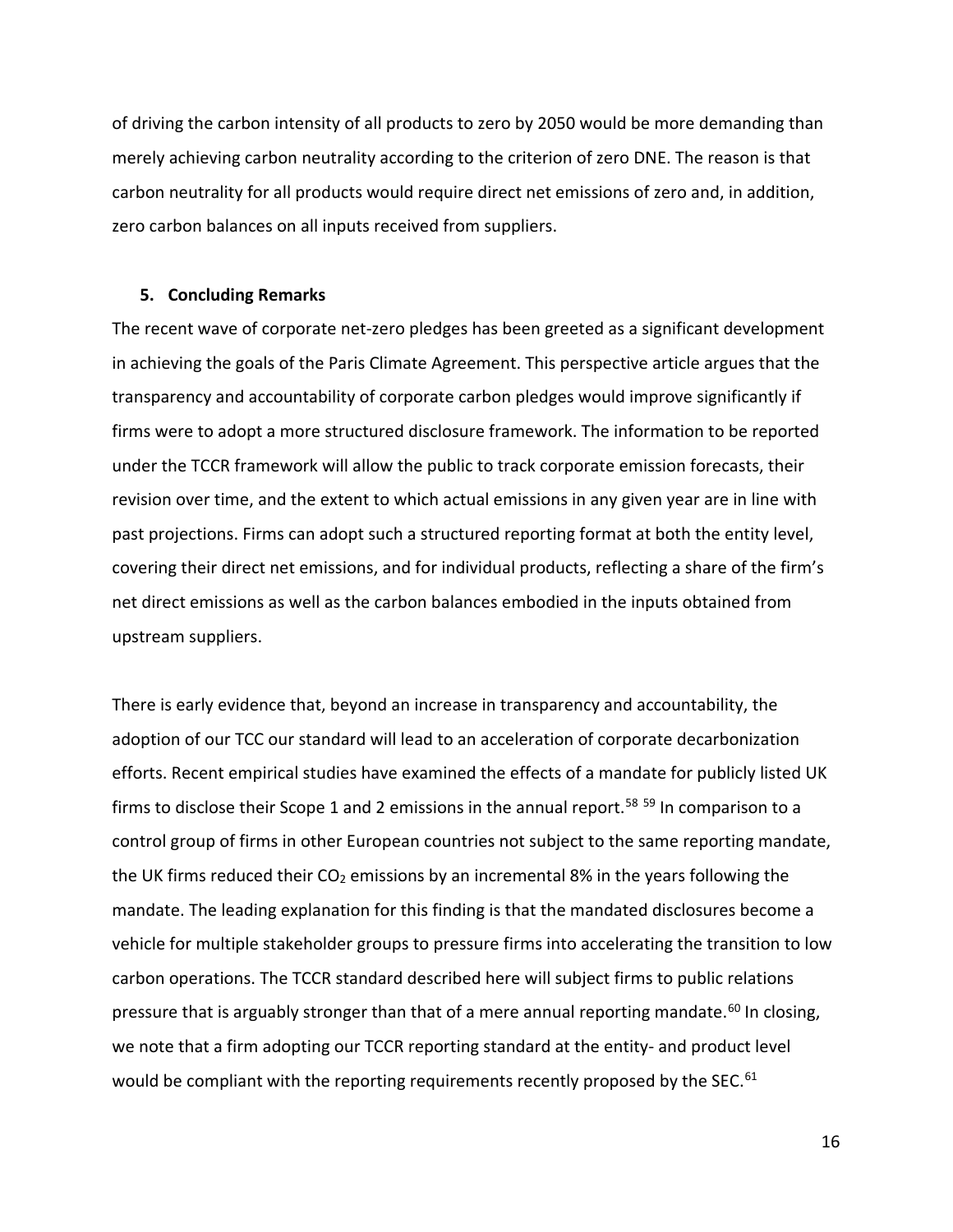of driving the carbon intensity of all products to zero by 2050 would be more demanding than merely achieving carbon neutrality according to the criterion of zero DNE. The reason is that carbon neutrality for all products would require direct net emissions of zero and, in addition, zero carbon balances on all inputs received from suppliers.

## 5. Concluding Remarks

The recent wave of corporate net-zero pledges has been greeted as a significant development in achieving the goals of the Paris Climate Agreement. This perspective article argues that the transparency and accountability of corporate carbon pledges would improve significantly if firms were to adopt a more structured disclosure framework. The information to be reported under the TCCR framework will allow the public to track corporate emission forecasts, their revision over time, and the extent to which actual emissions in any given year are in line with past projections. Firms can adopt such a structured reporting format at both the entity level, covering their direct net emissions, and for individual products, reflecting a share of the firm's net direct emissions as well as the carbon balances embodied in the inputs obtained from upstream suppliers.

There is early evidence that, beyond an increase in transparency and accountability, the adoption of our TCC our standard will lead to an acceleration of corporate decarbonization efforts. Recent empirical studies have examined the effects of a mandate for publicly listed UK firms to disclose their Scope 1 and 2 emissions in the annual report.[58] [59] In comparison to a control group of firms in other European countries not subject to the same reporting mandate, the UK firms reduced their $CO_2$ emissions by an incremental 8% in the years following the mandate. The leading explanation for this finding is that the mandated disclosures become a vehicle for multiple stakeholder groups to pressure firms into accelerating the transition to low carbon operations. The TCCR standard described here will subject firms to public relations pressure that is arguably stronger than that of a mere annual reporting mandate.[60] In closing, we note that a firm adopting our TCCR reporting standard at the entity- and product level would be compliant with the reporting requirements recently proposed by the SEC.[61]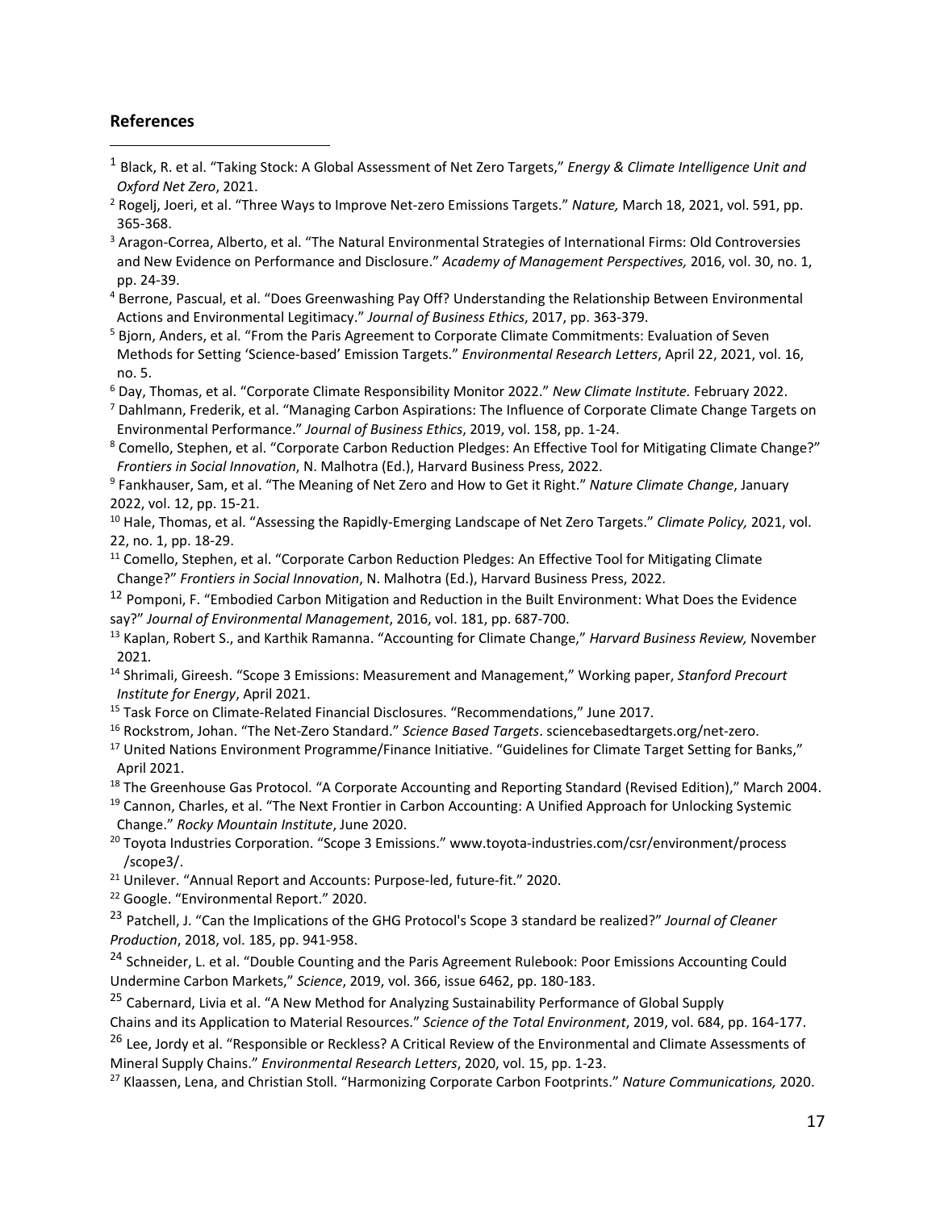## References

[1] Black, R. et al. "Taking Stock: A Global Assessment of Net Zero Targets," *Energy & Climate Intelligence Unit and Oxford Net Zero*, 2021.

[2] Rogelj, Joeri, et al. "Three Ways to Improve Net-zero Emissions Targets." *Nature,* March 18, 2021, vol. 591, pp. 365-368.

[3] Aragon-Correa, Alberto, et al. "The Natural Environmental Strategies of International Firms: Old Controversies and New Evidence on Performance and Disclosure." *Academy of Management Perspectives,* 2016, vol. 30, no. 1, pp. 24-39.

[4] Berrone, Pascual, et al. "Does Greenwashing Pay Off? Understanding the Relationship Between Environmental Actions and Environmental Legitimacy." *Journal of Business Ethics*, 2017, pp. 363-379.

[5] Bjorn, Anders, et al. "From the Paris Agreement to Corporate Climate Commitments: Evaluation of Seven Methods for Setting 'Science-based' Emission Targets." *Environmental Research Letters*, April 22, 2021, vol. 16, no. 5.

[6] Day, Thomas, et al. "Corporate Climate Responsibility Monitor 2022." *New Climate Institute.* February 2022.

[7] Dahlmann, Frederik, et al. "Managing Carbon Aspirations: The Influence of Corporate Climate Change Targets on Environmental Performance." *Journal of Business Ethics*, 2019, vol. 158, pp. 1-24.

[8] Comello, Stephen, et al. "Corporate Carbon Reduction Pledges: An Effective Tool for Mitigating Climate Change?" *Frontiers in Social Innovation*, N. Malhotra (Ed.), Harvard Business Press, 2022.

[9] Fankhauser, Sam, et al. "The Meaning of Net Zero and How to Get it Right." *Nature Climate Change*, January 2022, vol. 12, pp. 15-21.

[10] Hale, Thomas, et al. "Assessing the Rapidly-Emerging Landscape of Net Zero Targets." *Climate Policy,* 2021, vol. 22, no. 1, pp. 18-29.

[11] Comello, Stephen, et al. "Corporate Carbon Reduction Pledges: An Effective Tool for Mitigating Climate Change?" *Frontiers in Social Innovation*, N. Malhotra (Ed.), Harvard Business Press, 2022.

[12] Pomponi, F. "Embodied Carbon Mitigation and Reduction in the Built Environment: What Does the Evidence say?" *Journal of Environmental Management*, 2016, vol. 181, pp. 687-700.

[13] Kaplan, Robert S., and Karthik Ramanna. "Accounting for Climate Change," *Harvard Business Review,* November 2021.

[14] Shrimali, Gireesh. "Scope 3 Emissions: Measurement and Management," Working paper, *Stanford Precourt Institute for Energy*, April 2021.

[15] Task Force on Climate-Related Financial Disclosures. "Recommendations," June 2017.

[16] Rockstrom, Johan. "The Net-Zero Standard." *Science Based Targets*. sciencebasedtargets.org/net-zero.

[17] United Nations Environment Programme/Finance Initiative. "Guidelines for Climate Target Setting for Banks," April 2021.

[18] The Greenhouse Gas Protocol. "A Corporate Accounting and Reporting Standard (Revised Edition)," March 2004.

[19] Cannon, Charles, et al. "The Next Frontier in Carbon Accounting: A Unified Approach for Unlocking Systemic Change." *Rocky Mountain Institute*, June 2020.

[20] Toyota Industries Corporation. "Scope 3 Emissions." www.toyota-industries.com/csr/environment/process /scope3/.

[21] Unilever. "Annual Report and Accounts: Purpose-led, future-fit." 2020.

[22] Google. "Environmental Report." 2020.

[23] Patchell, J. "Can the Implications of the GHG Protocol's Scope 3 standard be realized?" *Journal of Cleaner Production*, 2018, vol. 185, pp. 941-958.

[24] Schneider, L. et al. "Double Counting and the Paris Agreement Rulebook: Poor Emissions Accounting Could Undermine Carbon Markets," *Science*, 2019, vol. 366, issue 6462, pp. 180-183.

[25] Cabernard, Livia et al. "A New Method for Analyzing Sustainability Performance of Global Supply Chains and its Application to Material Resources." *Science of the Total Environment*, 2019, vol. 684, pp. 164-177.

[26] Lee, Jordy et al. "Responsible or Reckless? A Critical Review of the Environmental and Climate Assessments of Mineral Supply Chains." *Environmental Research Letters*, 2020, vol. 15, pp. 1-23.

[27] Klaassen, Lena, and Christian Stoll. "Harmonizing Corporate Carbon Footprints." *Nature Communications,* 2020.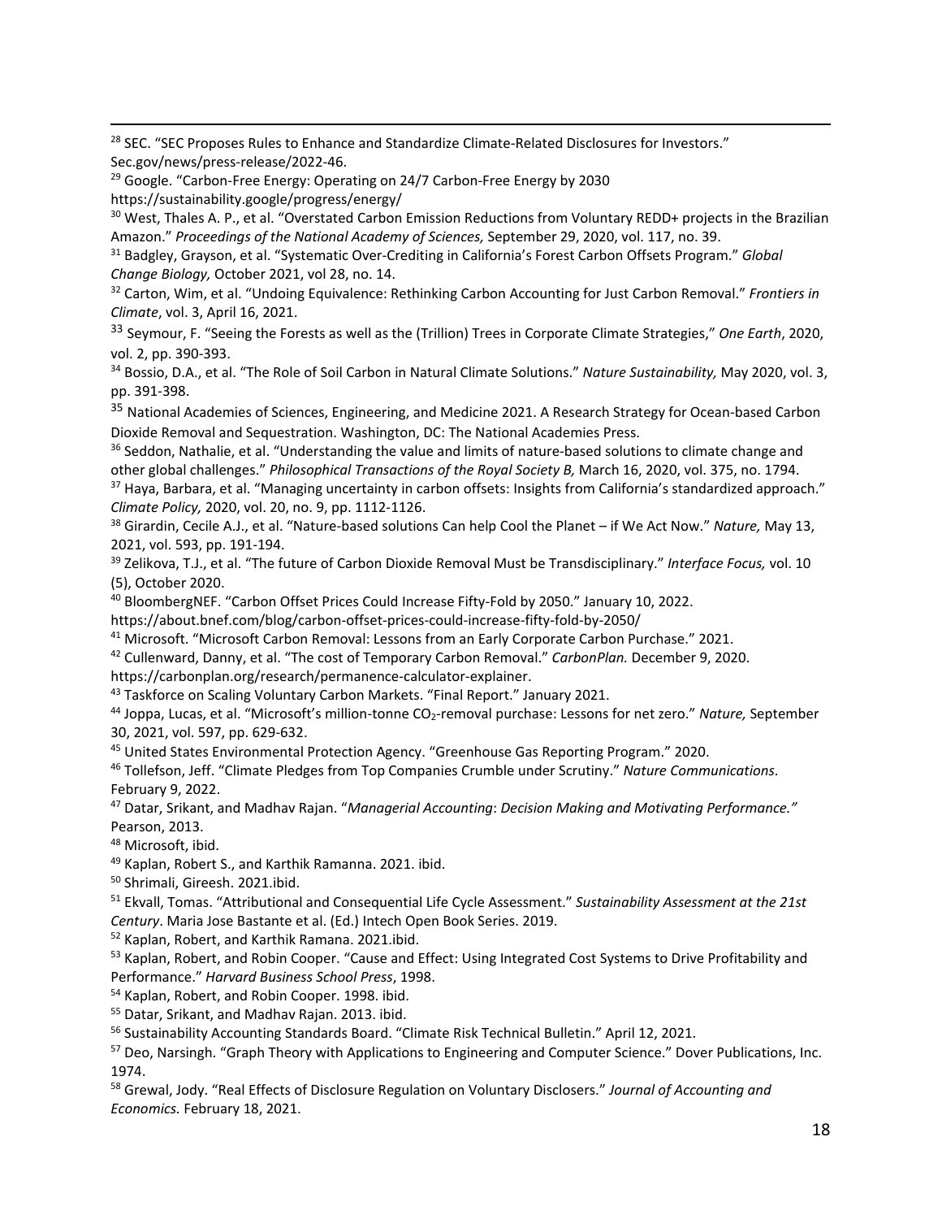[28] SEC. "SEC Proposes Rules to Enhance and Standardize Climate-Related Disclosures for Investors." Sec.gov/news/press-release/2022-46.

[29] Google. "Carbon-Free Energy: Operating on 24/7 Carbon-Free Energy by 2030 https://sustainability.google/progress/energy/

[30] West, Thales A. P., et al. "Overstated Carbon Emission Reductions from Voluntary REDD+ projects in the Brazilian Amazon." *Proceedings of the National Academy of Sciences,* September 29, 2020, vol. 117, no. 39.

[31] Badgley, Grayson, et al. "Systematic Over-Crediting in California's Forest Carbon Offsets Program." *Global Change Biology,* October 2021, vol 28, no. 14.

[32] Carton, Wim, et al. "Undoing Equivalence: Rethinking Carbon Accounting for Just Carbon Removal." *Frontiers in Climate*, vol. 3, April 16, 2021.

[33] Seymour, F. "Seeing the Forests as well as the (Trillion) Trees in Corporate Climate Strategies," *One Earth*, 2020, vol. 2, pp. 390-393.

[34] Bossio, D.A., et al. "The Role of Soil Carbon in Natural Climate Solutions." *Nature Sustainability,* May 2020, vol. 3, pp. 391-398.

[35] National Academies of Sciences, Engineering, and Medicine 2021. A Research Strategy for Ocean-based Carbon Dioxide Removal and Sequestration. Washington, DC: The National Academies Press.

[36] Seddon, Nathalie, et al. "Understanding the value and limits of nature-based solutions to climate change and other global challenges." *Philosophical Transactions of the Royal Society B,* March 16, 2020, vol. 375, no. 1794.

[37] Haya, Barbara, et al. "Managing uncertainty in carbon offsets: Insights from California's standardized approach." *Climate Policy,* 2020, vol. 20, no. 9, pp. 1112-1126.

[38] Girardin, Cecile A.J., et al. "Nature-based solutions Can help Cool the Planet – if We Act Now." *Nature,* May 13, 2021, vol. 593, pp. 191-194.

[39] Zelikova, T.J., et al. "The future of Carbon Dioxide Removal Must be Transdisciplinary." *Interface Focus,* vol. 10 (5), October 2020.

[40] BloombergNEF. "Carbon Offset Prices Could Increase Fifty-Fold by 2050." January 10, 2022. https://about.bnef.com/blog/carbon-offset-prices-could-increase-fifty-fold-by-2050/

[41] Microsoft. "Microsoft Carbon Removal: Lessons from an Early Corporate Carbon Purchase." 2021.

[42] Cullenward, Danny, et al. "The cost of Temporary Carbon Removal." *CarbonPlan.* December 9, 2020. https://carbonplan.org/research/permanence-calculator-explainer.

[43] Taskforce on Scaling Voluntary Carbon Markets. "Final Report." January 2021.

[44] Joppa, Lucas, et al. "Microsoft's million-tonne $CO_2$-removal purchase: Lessons for net zero." *Nature,* September 30, 2021, vol. 597, pp. 629-632.

[45] United States Environmental Protection Agency. "Greenhouse Gas Reporting Program." 2020.

[46] Tollefson, Jeff. "Climate Pledges from Top Companies Crumble under Scrutiny." *Nature Communications*. February 9, 2022.

[47] Datar, Srikant, and Madhav Rajan. "*Managerial Accounting*: *Decision Making and Motivating Performance."* Pearson, 2013.

[48] Microsoft, ibid.

[49] Kaplan, Robert S., and Karthik Ramanna. 2021. ibid.

[50] Shrimali, Gireesh. 2021.ibid.

[51] Ekvall, Tomas. "Attributional and Consequential Life Cycle Assessment." *Sustainability Assessment at the 21st Century*. Maria Jose Bastante et al. (Ed.) Intech Open Book Series. 2019.

[52] Kaplan, Robert, and Karthik Ramana. 2021.ibid.

[53] Kaplan, Robert, and Robin Cooper. "Cause and Effect: Using Integrated Cost Systems to Drive Profitability and Performance." *Harvard Business School Press*, 1998.

[54] Kaplan, Robert, and Robin Cooper. 1998. ibid.

[55] Datar, Srikant, and Madhav Rajan. 2013. ibid.

[56] Sustainability Accounting Standards Board. "Climate Risk Technical Bulletin." April 12, 2021.

[57] Deo, Narsingh. "Graph Theory with Applications to Engineering and Computer Science." Dover Publications, Inc. 1974.

[58] Grewal, Jody. "Real Effects of Disclosure Regulation on Voluntary Disclosers." *Journal of Accounting and Economics.* February 18, 2021.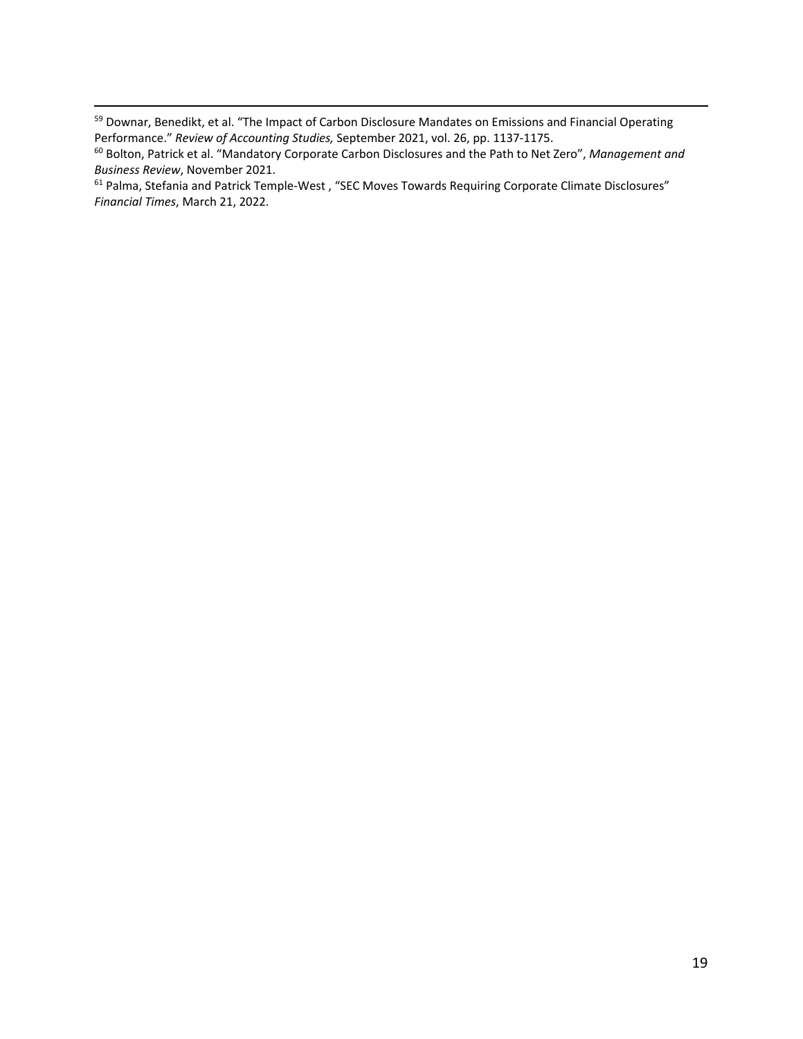[59] Downar, Benedikt, et al. "The Impact of Carbon Disclosure Mandates on Emissions and Financial Operating Performance." *Review of Accounting Studies,* September 2021, vol. 26, pp. 1137-1175.

[60] Bolton, Patrick et al. "Mandatory Corporate Carbon Disclosures and the Path to Net Zero", *Management and Business Review*, November 2021.

[61] Palma, Stefania and Patrick Temple-West , "SEC Moves Towards Requiring Corporate Climate Disclosures" *Financial Times*, March 21, 2022.